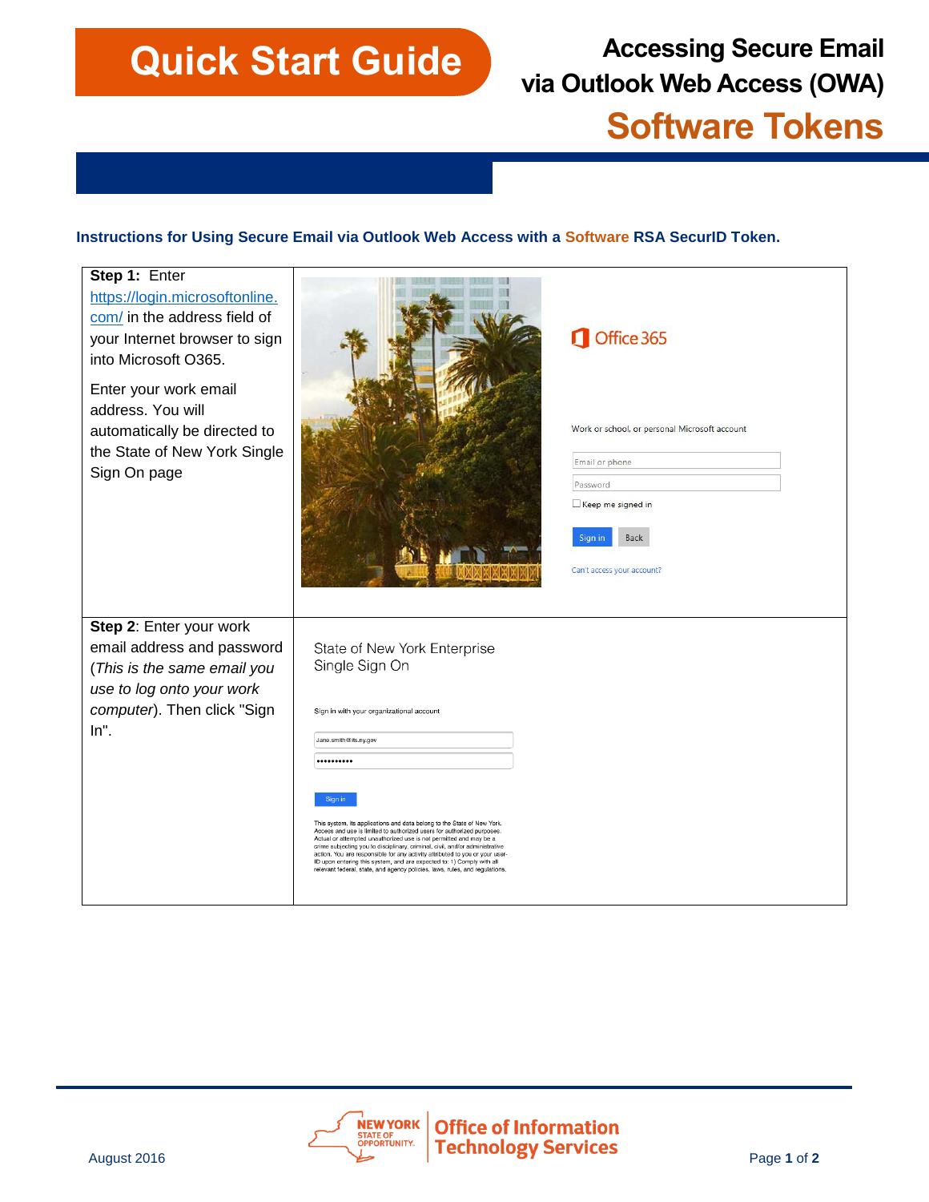# Quick Start Guide

## Accessing Secure Email via Outlook Web Access (OWA)

## Software Tokens

**Instructions for Using Secure Email via Outlook Web Access with a Software RSA SecurID Token.**

| | |
|---|---|
| **Step 1:** Enter https://login.microsoftonline.com/ in the address field of your Internet browser to sign into Microsoft O365.<br><br>Enter your work email address. You will automatically be directed to the State of New York Single Sign On page | Office 365<br><br>Work or school, or personal Microsoft account<br><br>Email or phone<br><br>Password<br><br>Keep me signed in<br><br>Sign in  Back<br><br>Can't access your account? |
| **Step 2**: Enter your work email address and password (*This is the same email you use to log onto your work computer*). Then click "Sign In". | State of New York Enterprise Single Sign On<br><br>Sign in with your organizational account<br><br>Jane.smith@its.ny.gov<br><br>••••••••••<br><br>Sign in<br><br>This system, its applications and data belong to the State of New York. Access and use is limited to authorized users for authorized purposes. Actual or attempted unauthorized use is not permitted and may be a crime subjecting you to disciplinary, criminal, civil, and/or administrative action. You are responsible for any activity attributed to you or your user-ID upon entering this system, and are expected to: 1) Comply with all relevant federal, state, and agency policies, laws, rules, and regulations. |

August 2016

NEW YORK STATE OF OPPORTUNITY. Office of Information Technology Services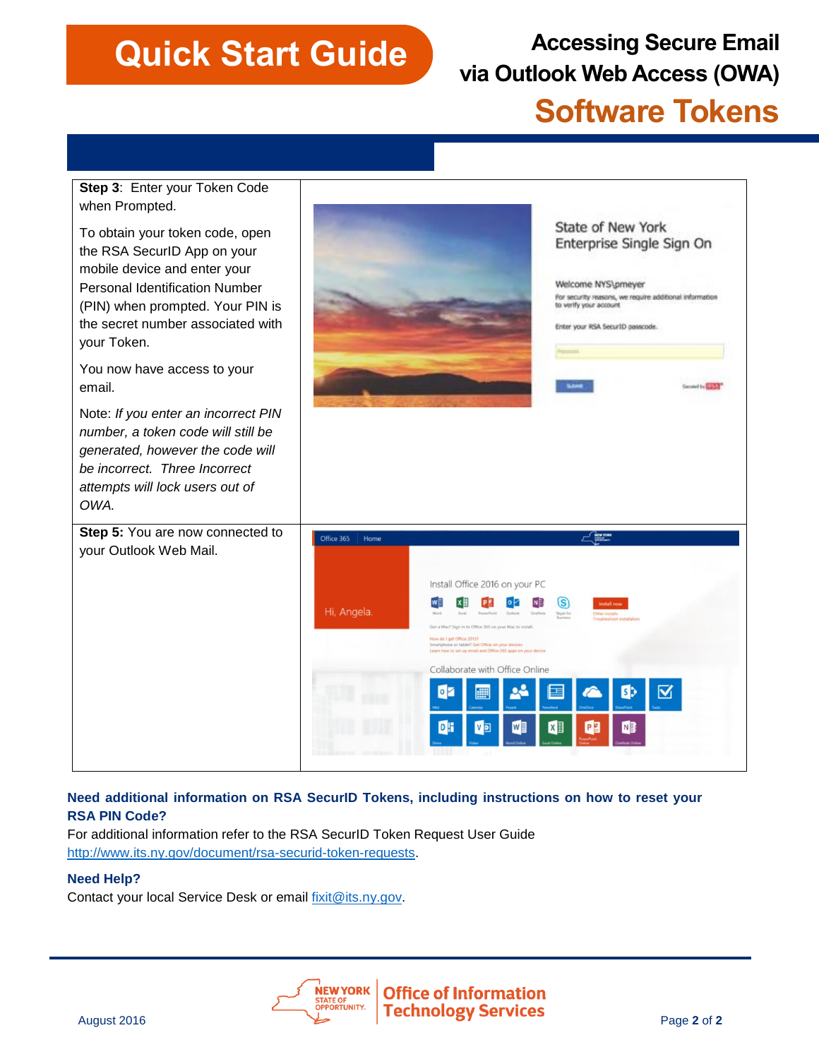# Quick Start Guide

## Accessing Secure Email via Outlook Web Access (OWA)

## Software Tokens

| | |
|---|---|
| **Step 3**: Enter your Token Code when Prompted.<br><br>To obtain your token code, open the RSA SecurID App on your mobile device and enter your Personal Identification Number (PIN) when prompted. Your PIN is the secret number associated with your Token.<br><br>You now have access to your email.<br><br>Note: *If you enter an incorrect PIN number, a token code will still be generated, however the code will be incorrect. Three Incorrect attempts will lock users out of OWA.* | |
| **Step 5:** You are now connected to your Outlook Web Mail. | |

**Need additional information on RSA SecurID Tokens, including instructions on how to reset your RSA PIN Code?**

For additional information refer to the RSA SecurID Token Request User Guide http://www.its.ny.gov/document/rsa-securid-token-requests.

**Need Help?**

Contact your local Service Desk or email fixit@its.ny.gov.

NEW YORK STATE OF OPPORTUNITY. | Office of Information Technology Services

August 2016